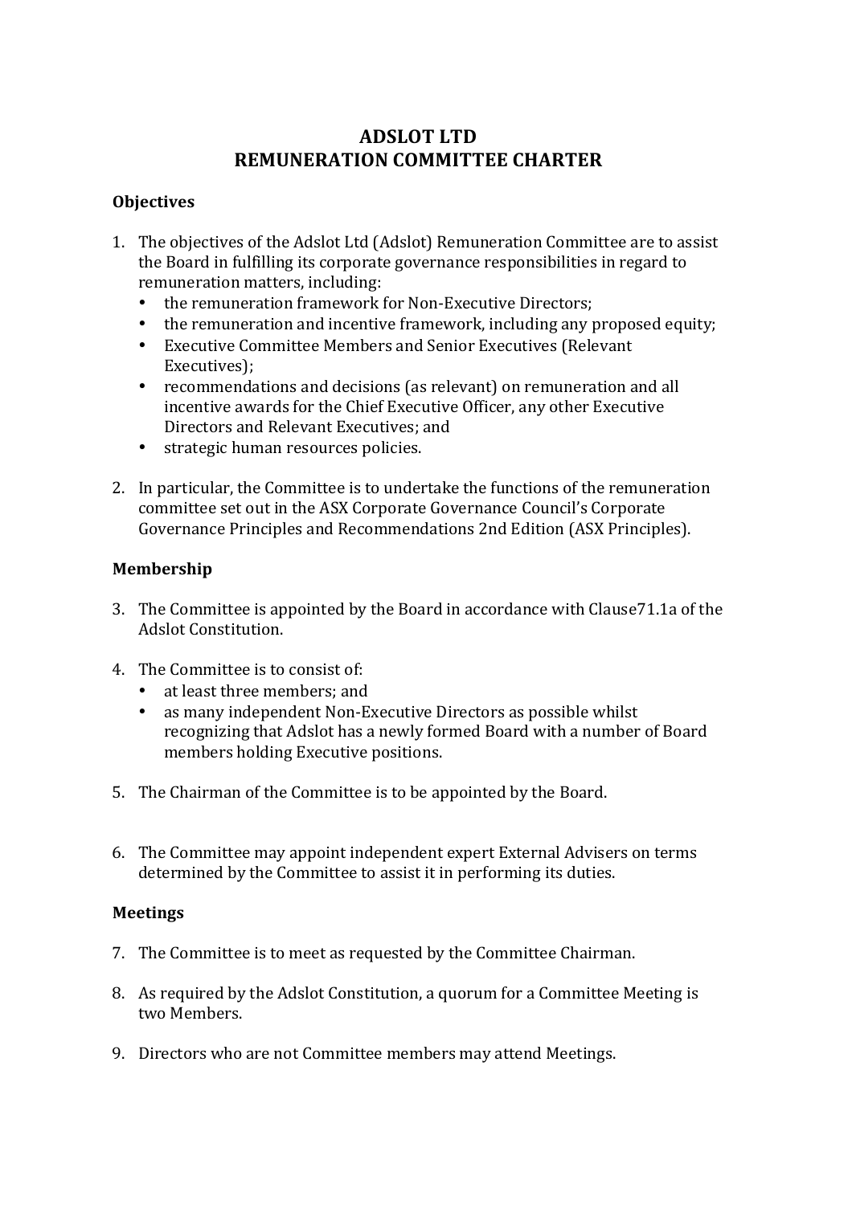# ADSLOT LTD
# REMUNERATION COMMITTEE CHARTER

## Objectives

1. The objectives of the Adslot Ltd (Adslot) Remuneration Committee are to assist the Board in fulfilling its corporate governance responsibilities in regard to remuneration matters, including:
   - the remuneration framework for Non-Executive Directors;
   - the remuneration and incentive framework, including any proposed equity;
   - Executive Committee Members and Senior Executives (Relevant Executives);
   - recommendations and decisions (as relevant) on remuneration and all incentive awards for the Chief Executive Officer, any other Executive Directors and Relevant Executives; and
   - strategic human resources policies.

2. In particular, the Committee is to undertake the functions of the remuneration committee set out in the ASX Corporate Governance Council's Corporate Governance Principles and Recommendations 2nd Edition (ASX Principles).

## Membership

3. The Committee is appointed by the Board in accordance with Clause71.1a of the Adslot Constitution.

4. The Committee is to consist of:
   - at least three members; and
   - as many independent Non-Executive Directors as possible whilst recognizing that Adslot has a newly formed Board with a number of Board members holding Executive positions.

5. The Chairman of the Committee is to be appointed by the Board.

6. The Committee may appoint independent expert External Advisers on terms determined by the Committee to assist it in performing its duties.

## Meetings

7. The Committee is to meet as requested by the Committee Chairman.

8. As required by the Adslot Constitution, a quorum for a Committee Meeting is two Members.

9. Directors who are not Committee members may attend Meetings.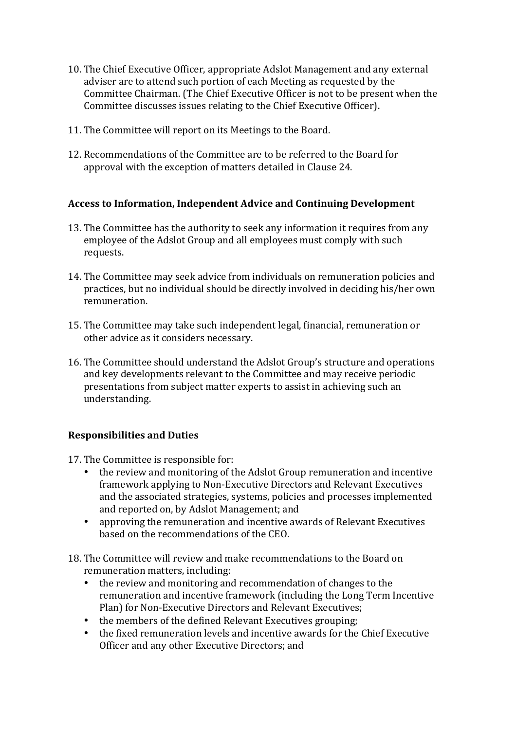10. The Chief Executive Officer, appropriate Adslot Management and any external adviser are to attend such portion of each Meeting as requested by the Committee Chairman. (The Chief Executive Officer is not to be present when the Committee discusses issues relating to the Chief Executive Officer).

11. The Committee will report on its Meetings to the Board.

12. Recommendations of the Committee are to be referred to the Board for approval with the exception of matters detailed in Clause 24.

**Access to Information, Independent Advice and Continuing Development**

13. The Committee has the authority to seek any information it requires from any employee of the Adslot Group and all employees must comply with such requests.

14. The Committee may seek advice from individuals on remuneration policies and practices, but no individual should be directly involved in deciding his/her own remuneration.

15. The Committee may take such independent legal, financial, remuneration or other advice as it considers necessary.

16. The Committee should understand the Adslot Group's structure and operations and key developments relevant to the Committee and may receive periodic presentations from subject matter experts to assist in achieving such an understanding.

**Responsibilities and Duties**

17. The Committee is responsible for:
    - the review and monitoring of the Adslot Group remuneration and incentive framework applying to Non-Executive Directors and Relevant Executives and the associated strategies, systems, policies and processes implemented and reported on, by Adslot Management; and
    - approving the remuneration and incentive awards of Relevant Executives based on the recommendations of the CEO.

18. The Committee will review and make recommendations to the Board on remuneration matters, including:
    - the review and monitoring and recommendation of changes to the remuneration and incentive framework (including the Long Term Incentive Plan) for Non-Executive Directors and Relevant Executives;
    - the members of the defined Relevant Executives grouping;
    - the fixed remuneration levels and incentive awards for the Chief Executive Officer and any other Executive Directors; and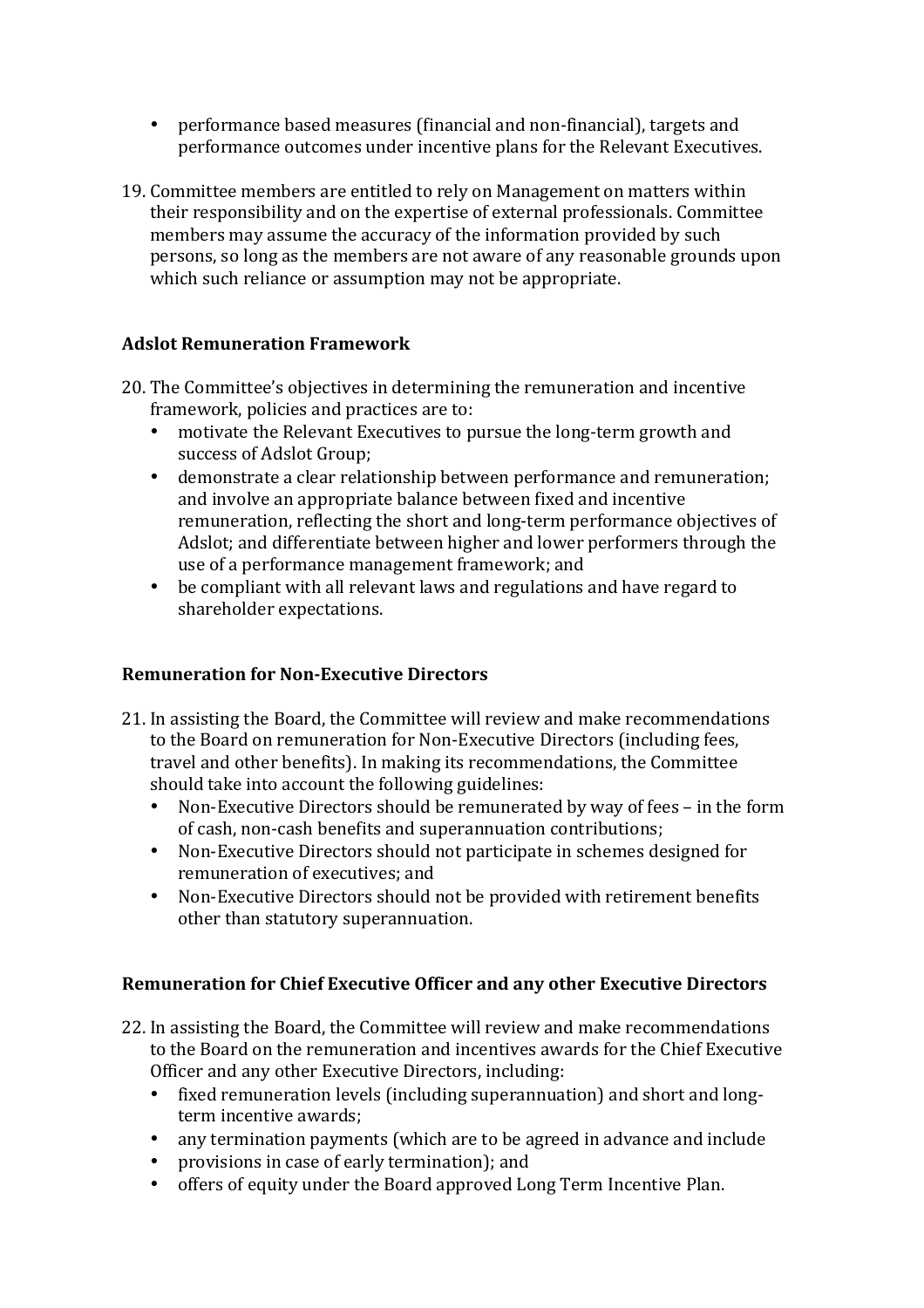- performance based measures (financial and non-financial), targets and performance outcomes under incentive plans for the Relevant Executives.

19. Committee members are entitled to rely on Management on matters within their responsibility and on the expertise of external professionals. Committee members may assume the accuracy of the information provided by such persons, so long as the members are not aware of any reasonable grounds upon which such reliance or assumption may not be appropriate.

### Adslot Remuneration Framework

20. The Committee's objectives in determining the remuneration and incentive framework, policies and practices are to:
    - motivate the Relevant Executives to pursue the long-term growth and success of Adslot Group;
    - demonstrate a clear relationship between performance and remuneration; and involve an appropriate balance between fixed and incentive remuneration, reflecting the short and long-term performance objectives of Adslot; and differentiate between higher and lower performers through the use of a performance management framework; and
    - be compliant with all relevant laws and regulations and have regard to shareholder expectations.

### Remuneration for Non-Executive Directors

21. In assisting the Board, the Committee will review and make recommendations to the Board on remuneration for Non-Executive Directors (including fees, travel and other benefits). In making its recommendations, the Committee should take into account the following guidelines:
    - Non-Executive Directors should be remunerated by way of fees – in the form of cash, non-cash benefits and superannuation contributions;
    - Non-Executive Directors should not participate in schemes designed for remuneration of executives; and
    - Non-Executive Directors should not be provided with retirement benefits other than statutory superannuation.

### Remuneration for Chief Executive Officer and any other Executive Directors

22. In assisting the Board, the Committee will review and make recommendations to the Board on the remuneration and incentives awards for the Chief Executive Officer and any other Executive Directors, including:
    - fixed remuneration levels (including superannuation) and short and long-term incentive awards;
    - any termination payments (which are to be agreed in advance and include
    - provisions in case of early termination); and
    - offers of equity under the Board approved Long Term Incentive Plan.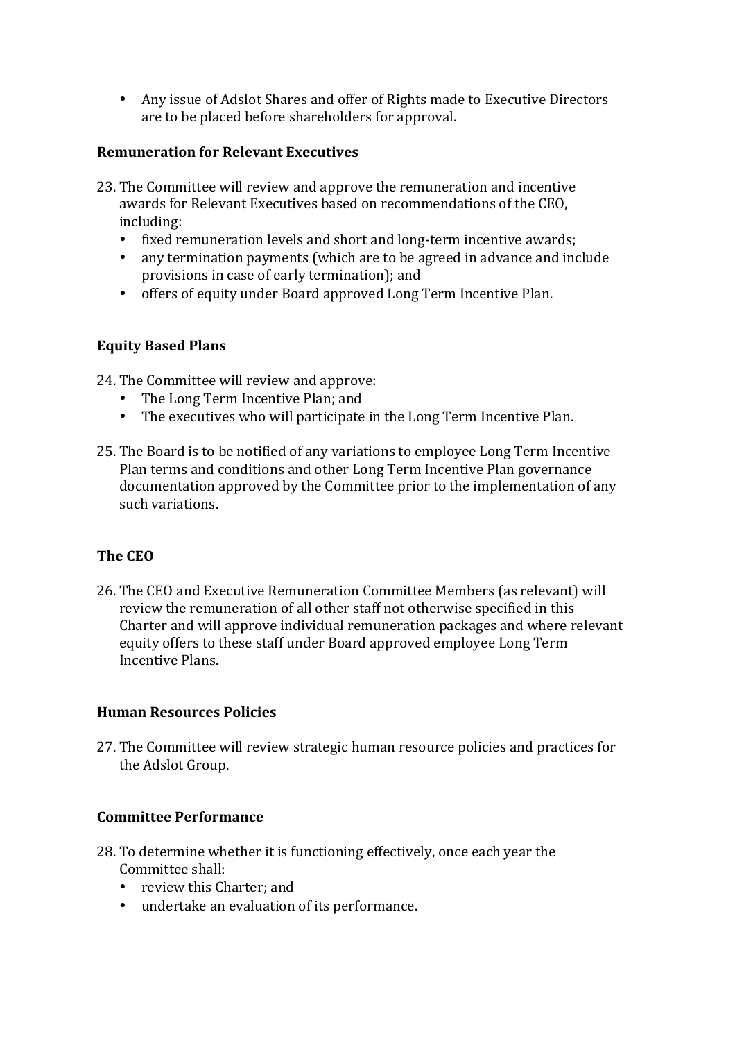- Any issue of Adslot Shares and offer of Rights made to Executive Directors are to be placed before shareholders for approval.

**Remuneration for Relevant Executives**

23. The Committee will review and approve the remuneration and incentive awards for Relevant Executives based on recommendations of the CEO, including:
    - fixed remuneration levels and short and long-term incentive awards;
    - any termination payments (which are to be agreed in advance and include provisions in case of early termination); and
    - offers of equity under Board approved Long Term Incentive Plan.

**Equity Based Plans**

24. The Committee will review and approve:
    - The Long Term Incentive Plan; and
    - The executives who will participate in the Long Term Incentive Plan.

25. The Board is to be notified of any variations to employee Long Term Incentive Plan terms and conditions and other Long Term Incentive Plan governance documentation approved by the Committee prior to the implementation of any such variations.

**The CEO**

26. The CEO and Executive Remuneration Committee Members (as relevant) will review the remuneration of all other staff not otherwise specified in this Charter and will approve individual remuneration packages and where relevant equity offers to these staff under Board approved employee Long Term Incentive Plans.

**Human Resources Policies**

27. The Committee will review strategic human resource policies and practices for the Adslot Group.

**Committee Performance**

28. To determine whether it is functioning effectively, once each year the Committee shall:
    - review this Charter; and
    - undertake an evaluation of its performance.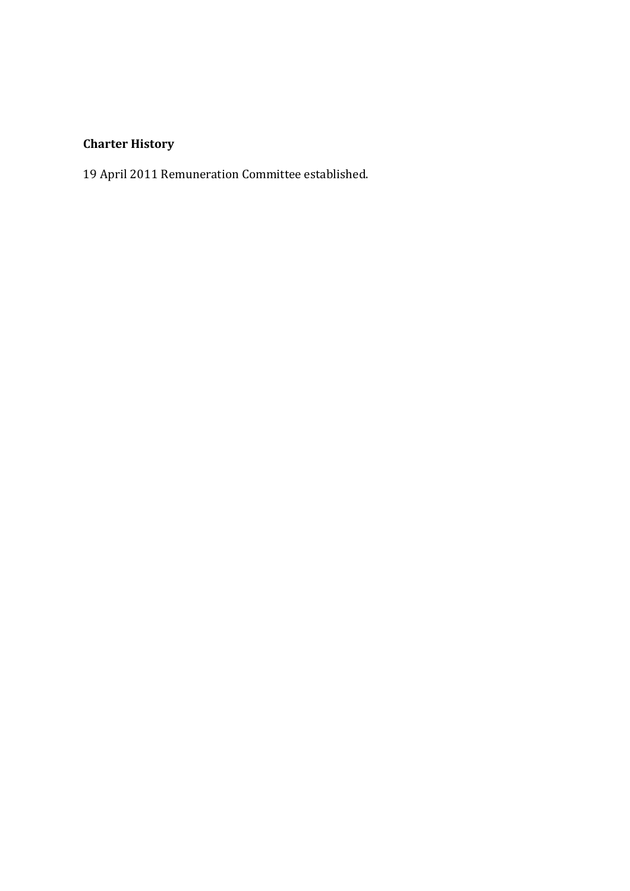**Charter History**

19 April 2011 Remuneration Committee established.